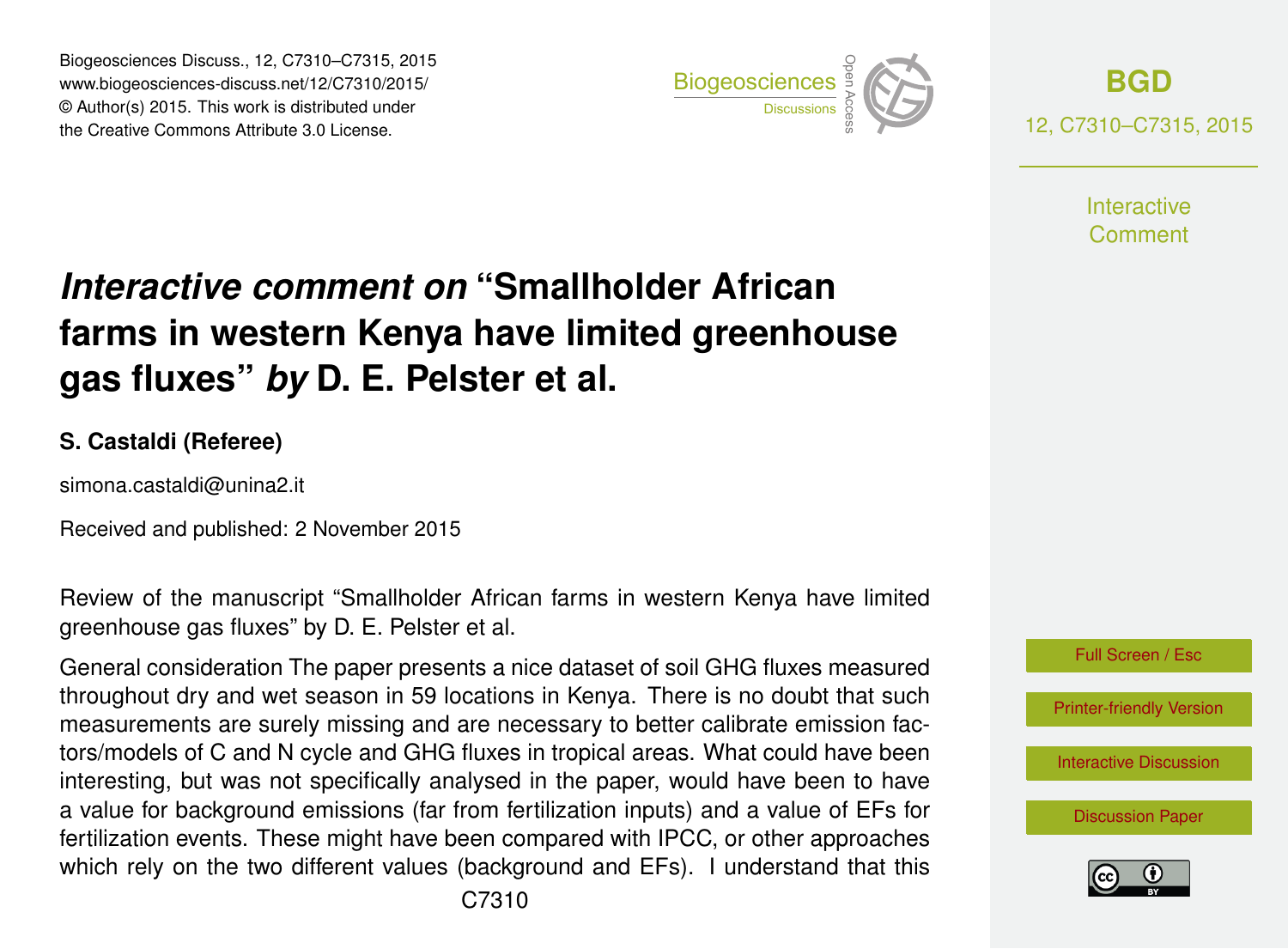# *Interactive comment on* "Smallholder African farms in western Kenya have limited greenhouse gas fluxes" *by* D. E. Pelster et al.

**S. Castaldi (Referee)**

simona.castaldi@unina2.it

Received and published: 2 November 2015

Review of the manuscript "Smallholder African farms in western Kenya have limited greenhouse gas fluxes" by D. E. Pelster et al.

General consideration The paper presents a nice dataset of soil GHG fluxes measured throughout dry and wet season in 59 locations in Kenya. There is no doubt that such measurements are surely missing and are necessary to better calibrate emission factors/models of C and N cycle and GHG fluxes in tropical areas. What could have been interesting, but was not specifically analysed in the paper, would have been to have a value for background emissions (far from fertilization inputs) and a value of EFs for fertilization events. These might have been compared with IPCC, or other approaches which rely on the two different values (background and EFs). I understand that this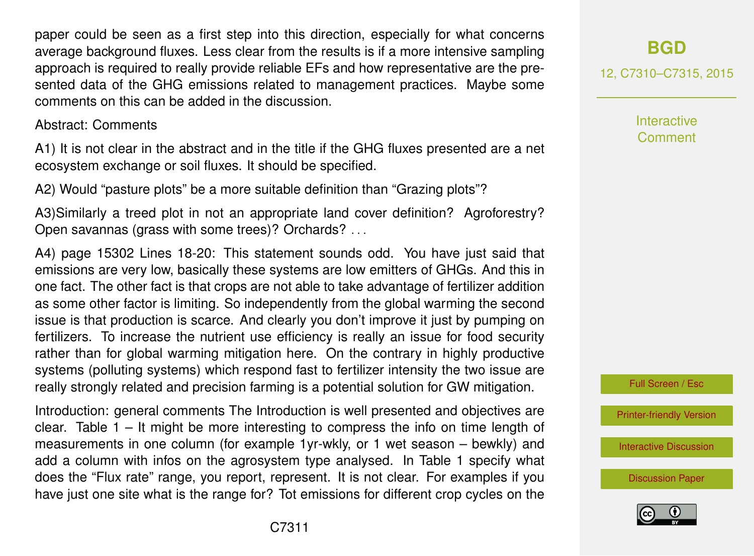paper could be seen as a first step into this direction, especially for what concerns average background fluxes. Less clear from the results is if a more intensive sampling approach is required to really provide reliable EFs and how representative are the presented data of the GHG emissions related to management practices. Maybe some comments on this can be added in the discussion.

Abstract: Comments

A1) It is not clear in the abstract and in the title if the GHG fluxes presented are a net ecosystem exchange or soil fluxes. It should be specified.

A2) Would "pasture plots" be a more suitable definition than "Grazing plots"?

A3)Similarly a treed plot in not an appropriate land cover definition? Agroforestry? Open savannas (grass with some trees)? Orchards? . . .

A4) page 15302 Lines 18-20: This statement sounds odd. You have just said that emissions are very low, basically these systems are low emitters of GHGs. And this in one fact. The other fact is that crops are not able to take advantage of fertilizer addition as some other factor is limiting. So independently from the global warming the second issue is that production is scarce. And clearly you don't improve it just by pumping on fertilizers. To increase the nutrient use efficiency is really an issue for food security rather than for global warming mitigation here. On the contrary in highly productive systems (polluting systems) which respond fast to fertilizer intensity the two issue are really strongly related and precision farming is a potential solution for GW mitigation.

Introduction: general comments The Introduction is well presented and objectives are clear. Table 1 – It might be more interesting to compress the info on time length of measurements in one column (for example 1yr-wkly, or 1 wet season – bewkly) and add a column with infos on the agrosystem type analysed. In Table 1 specify what does the "Flux rate" range, you report, represent. It is not clear. For examples if you have just one site what is the range for? Tot emissions for different crop cycles on the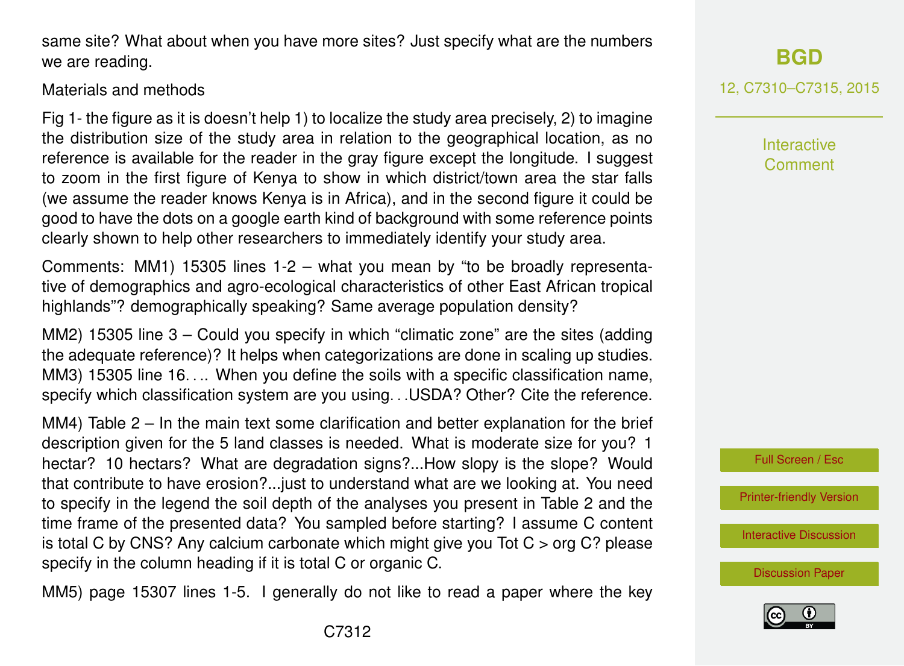same site? What about when you have more sites? Just specify what are the numbers we are reading.

Materials and methods

Fig 1- the figure as it is doesn't help 1) to localize the study area precisely, 2) to imagine the distribution size of the study area in relation to the geographical location, as no reference is available for the reader in the gray figure except the longitude. I suggest to zoom in the first figure of Kenya to show in which district/town area the star falls (we assume the reader knows Kenya is in Africa), and in the second figure it could be good to have the dots on a google earth kind of background with some reference points clearly shown to help other researchers to immediately identify your study area.

Comments: MM1) 15305 lines 1-2 – what you mean by "to be broadly representative of demographics and agro-ecological characteristics of other East African tropical highlands"? demographically speaking? Same average population density?

MM2) 15305 line 3 – Could you specify in which "climatic zone" are the sites (adding the adequate reference)? It helps when categorizations are done in scaling up studies. MM3) 15305 line 16. . .. When you define the soils with a specific classification name, specify which classification system are you using. . .USDA? Other? Cite the reference.

MM4) Table 2 – In the main text some clarification and better explanation for the brief description given for the 5 land classes is needed. What is moderate size for you? 1 hectar? 10 hectars? What are degradation signs?...How slopy is the slope? Would that contribute to have erosion?...just to understand what are we looking at. You need to specify in the legend the soil depth of the analyses you present in Table 2 and the time frame of the presented data? You sampled before starting? I assume C content is total C by CNS? Any calcium carbonate which might give you Tot C > org C? please specify in the column heading if it is total C or organic C.

MM5) page 15307 lines 1-5. I generally do not like to read a paper where the key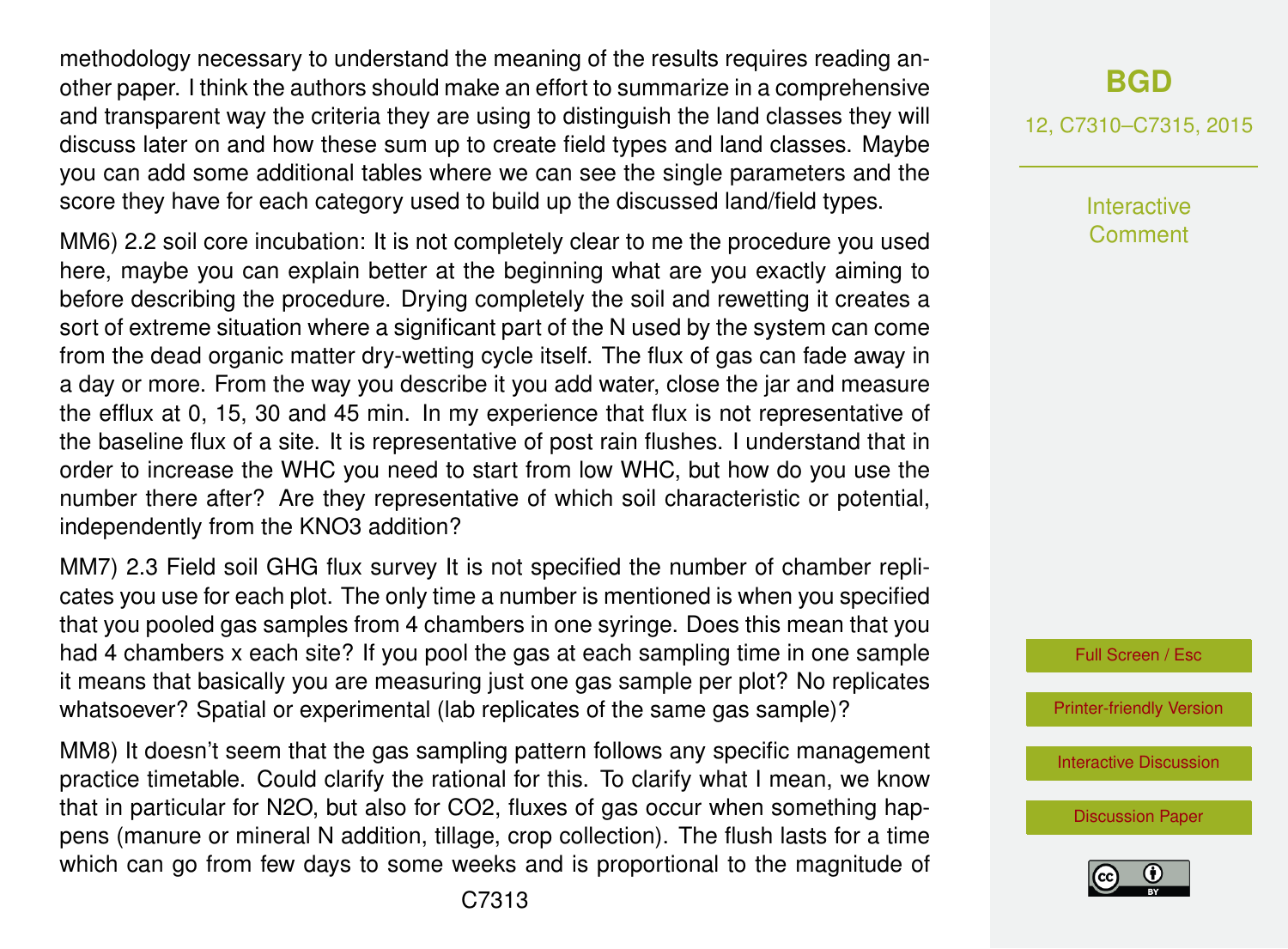methodology necessary to understand the meaning of the results requires reading another paper. I think the authors should make an effort to summarize in a comprehensive and transparent way the criteria they are using to distinguish the land classes they will discuss later on and how these sum up to create field types and land classes. Maybe you can add some additional tables where we can see the single parameters and the score they have for each category used to build up the discussed land/field types.

MM6) 2.2 soil core incubation: It is not completely clear to me the procedure you used here, maybe you can explain better at the beginning what are you exactly aiming to before describing the procedure. Drying completely the soil and rewetting it creates a sort of extreme situation where a significant part of the N used by the system can come from the dead organic matter dry-wetting cycle itself. The flux of gas can fade away in a day or more. From the way you describe it you add water, close the jar and measure the efflux at 0, 15, 30 and 45 min. In my experience that flux is not representative of the baseline flux of a site. It is representative of post rain flushes. I understand that in order to increase the WHC you need to start from low WHC, but how do you use the number there after? Are they representative of which soil characteristic or potential, independently from the $KNO_3$ addition?

MM7) 2.3 Field soil GHG flux survey It is not specified the number of chamber replicates you use for each plot. The only time a number is mentioned is when you specified that you pooled gas samples from 4 chambers in one syringe. Does this mean that you had 4 chambers x each site? If you pool the gas at each sampling time in one sample it means that basically you are measuring just one gas sample per plot? No replicates whatsoever? Spatial or experimental (lab replicates of the same gas sample)?

MM8) It doesn't seem that the gas sampling pattern follows any specific management practice timetable. Could clarify the rational for this. To clarify what I mean, we know that in particular for $N_2O$, but also for $CO_2$, fluxes of gas occur when something happens (manure or mineral N addition, tillage, crop collection). The flush lasts for a time which can go from few days to some weeks and is proportional to the magnitude of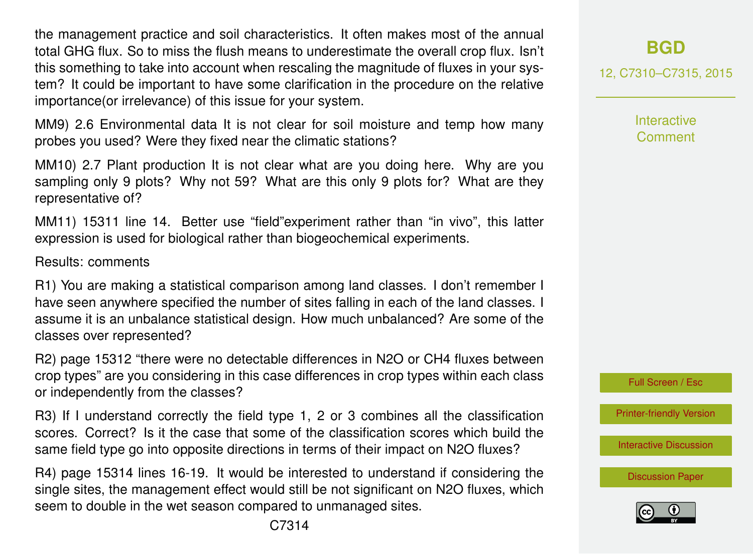the management practice and soil characteristics. It often makes most of the annual total GHG flux. So to miss the flush means to underestimate the overall crop flux. Isn't this something to take into account when rescaling the magnitude of fluxes in your system? It could be important to have some clarification in the procedure on the relative importance(or irrelevance) of this issue for your system.

MM9) 2.6 Environmental data It is not clear for soil moisture and temp how many probes you used? Were they fixed near the climatic stations?

MM10) 2.7 Plant production It is not clear what are you doing here. Why are you sampling only 9 plots? Why not 59? What are this only 9 plots for? What are they representative of?

MM11) 15311 line 14. Better use "field"experiment rather than "in vivo", this latter expression is used for biological rather than biogeochemical experiments.

Results: comments

R1) You are making a statistical comparison among land classes. I don't remember I have seen anywhere specified the number of sites falling in each of the land classes. I assume it is an unbalance statistical design. How much unbalanced? Are some of the classes over represented?

R2) page 15312 "there were no detectable differences in $N_2O$ or $CH_4$ fluxes between crop types" are you considering in this case differences in crop types within each class or independently from the classes?

R3) If I understand correctly the field type 1, 2 or 3 combines all the classification scores. Correct? Is it the case that some of the classification scores which build the same field type go into opposite directions in terms of their impact on $N_2O$ fluxes?

R4) page 15314 lines 16-19. It would be interested to understand if considering the single sites, the management effect would still be not significant on $N_2O$ fluxes, which seem to double in the wet season compared to unmanaged sites.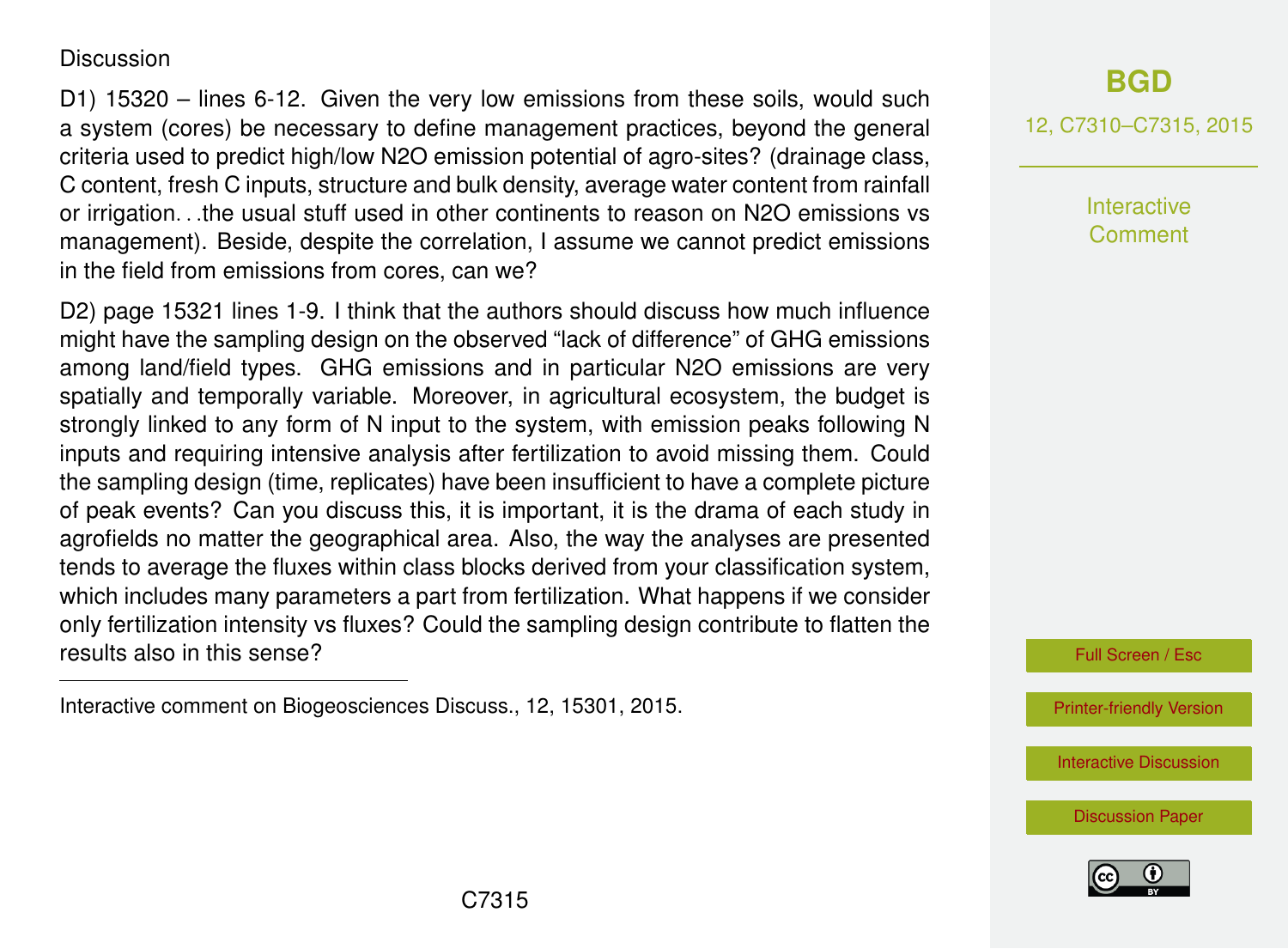Discussion

D1) 15320 – lines 6-12. Given the very low emissions from these soils, would such a system (cores) be necessary to define management practices, beyond the general criteria used to predict high/low $N_2O$ emission potential of agro-sites? (drainage class, C content, fresh C inputs, structure and bulk density, average water content from rainfall or irrigation…the usual stuff used in other continents to reason on $N_2O$ emissions vs management). Beside, despite the correlation, I assume we cannot predict emissions in the field from emissions from cores, can we?

D2) page 15321 lines 1-9. I think that the authors should discuss how much influence might have the sampling design on the observed "lack of difference" of GHG emissions among land/field types. GHG emissions and in particular $N_2O$ emissions are very spatially and temporally variable. Moreover, in agricultural ecosystem, the budget is strongly linked to any form of N input to the system, with emission peaks following N inputs and requiring intensive analysis after fertilization to avoid missing them. Could the sampling design (time, replicates) have been insufficient to have a complete picture of peak events? Can you discuss this, it is important, it is the drama of each study in agrofields no matter the geographical area. Also, the way the analyses are presented tends to average the fluxes within class blocks derived from your classification system, which includes many parameters a part from fertilization. What happens if we consider only fertilization intensity vs fluxes? Could the sampling design contribute to flatten the results also in this sense?

---

Interactive comment on Biogeosciences Discuss., 12, 15301, 2015.